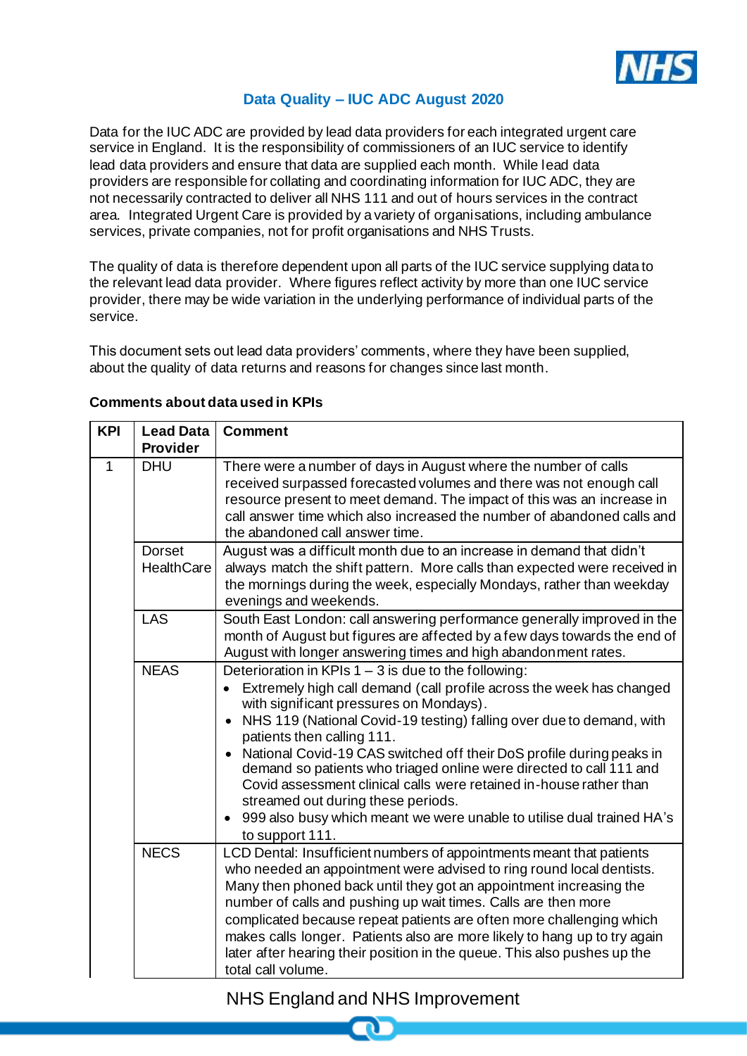# Data Quality – IUC ADC August 2020

Data for the IUC ADC are provided by lead data providers for each integrated urgent care service in England. It is the responsibility of commissioners of an IUC service to identify lead data providers and ensure that data are supplied each month. While lead data providers are responsible for collating and coordinating information for IUC ADC, they are not necessarily contracted to deliver all NHS 111 and out of hours services in the contract area. Integrated Urgent Care is provided by a variety of organisations, including ambulance services, private companies, not for profit organisations and NHS Trusts.

The quality of data is therefore dependent upon all parts of the IUC service supplying data to the relevant lead data provider. Where figures reflect activity by more than one IUC service provider, there may be wide variation in the underlying performance of individual parts of the service.

This document sets out lead data providers' comments, where they have been supplied, about the quality of data returns and reasons for changes since last month.

**Comments about data used in KPIs**

| KPI | Lead Data Provider | Comment |
|---|---|---|
| 1 | DHU | There were a number of days in August where the number of calls received surpassed forecasted volumes and there was not enough call resource present to meet demand. The impact of this was an increase in call answer time which also increased the number of abandoned calls and the abandoned call answer time. |
| | Dorset HealthCare | August was a difficult month due to an increase in demand that didn't always match the shift pattern. More calls than expected were received in the mornings during the week, especially Mondays, rather than weekday evenings and weekends. |
| | LAS | South East London: call answering performance generally improved in the month of August but figures are affected by a few days towards the end of August with longer answering times and high abandonment rates. |
| | NEAS | Deterioration in KPIs 1 – 3 is due to the following:<br>• Extremely high call demand (call profile across the week has changed with significant pressures on Mondays).<br>• NHS 119 (National Covid-19 testing) falling over due to demand, with patients then calling 111.<br>• National Covid-19 CAS switched off their DoS profile during peaks in demand so patients who triaged online were directed to call 111 and Covid assessment clinical calls were retained in-house rather than streamed out during these periods.<br>• 999 also busy which meant we were unable to utilise dual trained HA's to support 111. |
| | NECS | LCD Dental: Insufficient numbers of appointments meant that patients who needed an appointment were advised to ring round local dentists. Many then phoned back until they got an appointment increasing the number of calls and pushing up wait times. Calls are then more complicated because repeat patients are often more challenging which makes calls longer. Patients also are more likely to hang up to try again later after hearing their position in the queue. This also pushes up the total call volume. |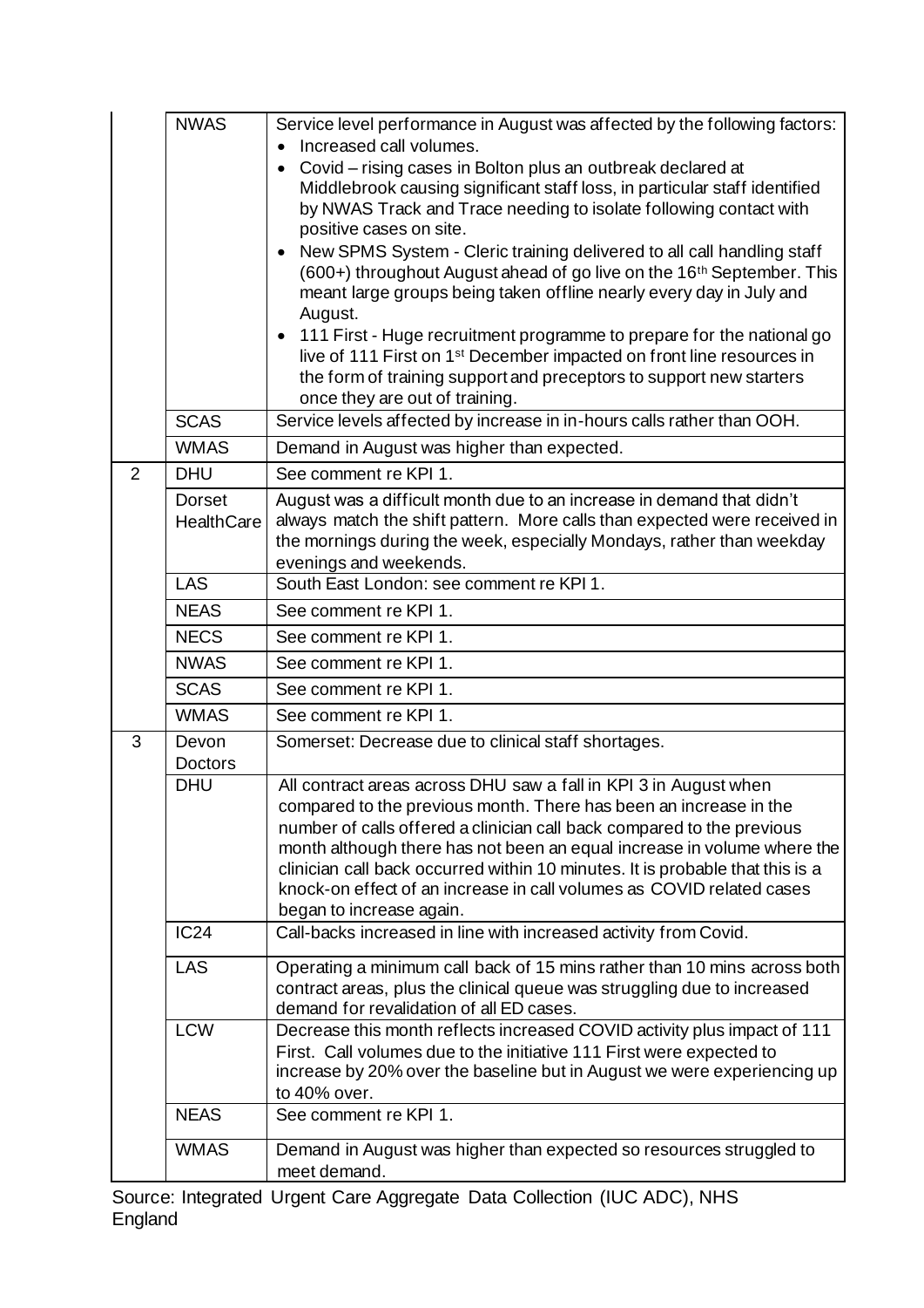| | | |
|---|---|---|
| | NWAS | Service level performance in August was affected by the following factors:<br>• Increased call volumes.<br>• Covid – rising cases in Bolton plus an outbreak declared at Middlebrook causing significant staff loss, in particular staff identified by NWAS Track and Trace needing to isolate following contact with positive cases on site.<br>• New SPMS System - Cleric training delivered to all call handling staff (600+) throughout August ahead of go live on the 16th September. This meant large groups being taken offline nearly every day in July and August.<br>• 111 First - Huge recruitment programme to prepare for the national go live of 111 First on 1st December impacted on front line resources in the form of training support and preceptors to support new starters once they are out of training. |
| | SCAS | Service levels affected by increase in in-hours calls rather than OOH. |
| | WMAS | Demand in August was higher than expected. |
| 2 | DHU | See comment re KPI 1. |
| | Dorset HealthCare | August was a difficult month due to an increase in demand that didn't always match the shift pattern. More calls than expected were received in the mornings during the week, especially Mondays, rather than weekday evenings and weekends. |
| | LAS | South East London: see comment re KPI 1. |
| | NEAS | See comment re KPI 1. |
| | NECS | See comment re KPI 1. |
| | NWAS | See comment re KPI 1. |
| | SCAS | See comment re KPI 1. |
| | WMAS | See comment re KPI 1. |
| 3 | Devon Doctors | Somerset: Decrease due to clinical staff shortages. |
| | DHU | All contract areas across DHU saw a fall in KPI 3 in August when compared to the previous month. There has been an increase in the number of calls offered a clinician call back compared to the previous month although there has not been an equal increase in volume where the clinician call back occurred within 10 minutes. It is probable that this is a knock-on effect of an increase in call volumes as COVID related cases began to increase again. |
| | IC24 | Call-backs increased in line with increased activity from Covid. |
| | LAS | Operating a minimum call back of 15 mins rather than 10 mins across both contract areas, plus the clinical queue was struggling due to increased demand for revalidation of all ED cases. |
| | LCW | Decrease this month reflects increased COVID activity plus impact of 111 First. Call volumes due to the initiative 111 First were expected to increase by 20% over the baseline but in August we were experiencing up to 40% over. |
| | NEAS | See comment re KPI 1. |
| | WMAS | Demand in August was higher than expected so resources struggled to meet demand. |

Source: Integrated Urgent Care Aggregate Data Collection (IUC ADC), NHS England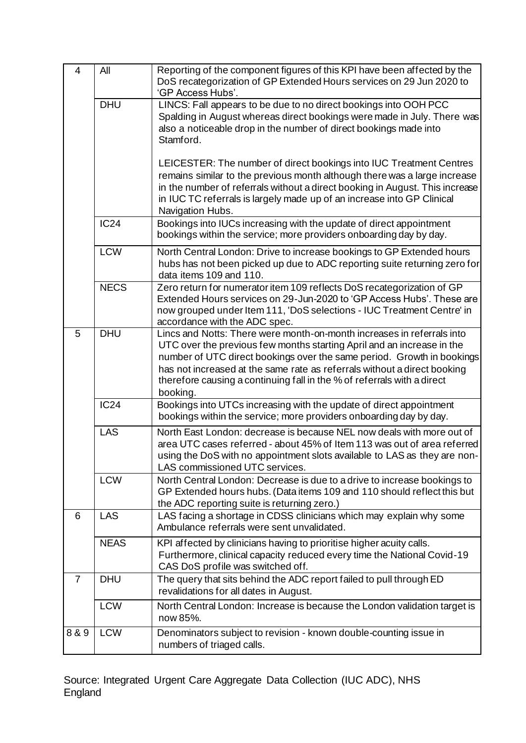| | | |
|---|---|---|
| 4 | All | Reporting of the component figures of this KPI have been affected by the DoS recategorization of GP Extended Hours services on 29 Jun 2020 to 'GP Access Hubs'. |
| | DHU | LINCS: Fall appears to be due to no direct bookings into OOH PCC Spalding in August whereas direct bookings were made in July. There was also a noticeable drop in the number of direct bookings made into Stamford.<br><br>LEICESTER: The number of direct bookings into IUC Treatment Centres remains similar to the previous month although there was a large increase in the number of referrals without a direct booking in August. This increase in IUC TC referrals is largely made up of an increase into GP Clinical Navigation Hubs. |
| | IC24 | Bookings into IUCs increasing with the update of direct appointment bookings within the service; more providers onboarding day by day. |
| | LCW | North Central London: Drive to increase bookings to GP Extended hours hubs has not been picked up due to ADC reporting suite returning zero for data items 109 and 110. |
| | NECS | Zero return for numerator item 109 reflects DoS recategorization of GP Extended Hours services on 29-Jun-2020 to 'GP Access Hubs'. These are now grouped under Item 111, 'DoS selections - IUC Treatment Centre' in accordance with the ADC spec. |
| 5 | DHU | Lincs and Notts: There were month-on-month increases in referrals into UTC over the previous few months starting April and an increase in the number of UTC direct bookings over the same period. Growth in bookings has not increased at the same rate as referrals without a direct booking therefore causing a continuing fall in the % of referrals with a direct booking. |
| | IC24 | Bookings into UTCs increasing with the update of direct appointment bookings within the service; more providers onboarding day by day. |
| | LAS | North East London: decrease is because NEL now deals with more out of area UTC cases referred - about 45% of Item 113 was out of area referred using the DoS with no appointment slots available to LAS as they are non-LAS commissioned UTC services. |
| | LCW | North Central London: Decrease is due to a drive to increase bookings to GP Extended hours hubs. (Data items 109 and 110 should reflect this but the ADC reporting suite is returning zero.) |
| 6 | LAS | LAS facing a shortage in CDSS clinicians which may explain why some Ambulance referrals were sent unvalidated. |
| | NEAS | KPI affected by clinicians having to prioritise higher acuity calls. Furthermore, clinical capacity reduced every time the National Covid-19 CAS DoS profile was switched off. |
| 7 | DHU | The query that sits behind the ADC report failed to pull through ED revalidations for all dates in August. |
| | LCW | North Central London: Increase is because the London validation target is now 85%. |
| 8 & 9 | LCW | Denominators subject to revision - known double-counting issue in numbers of triaged calls. |

Source: Integrated Urgent Care Aggregate Data Collection (IUC ADC), NHS England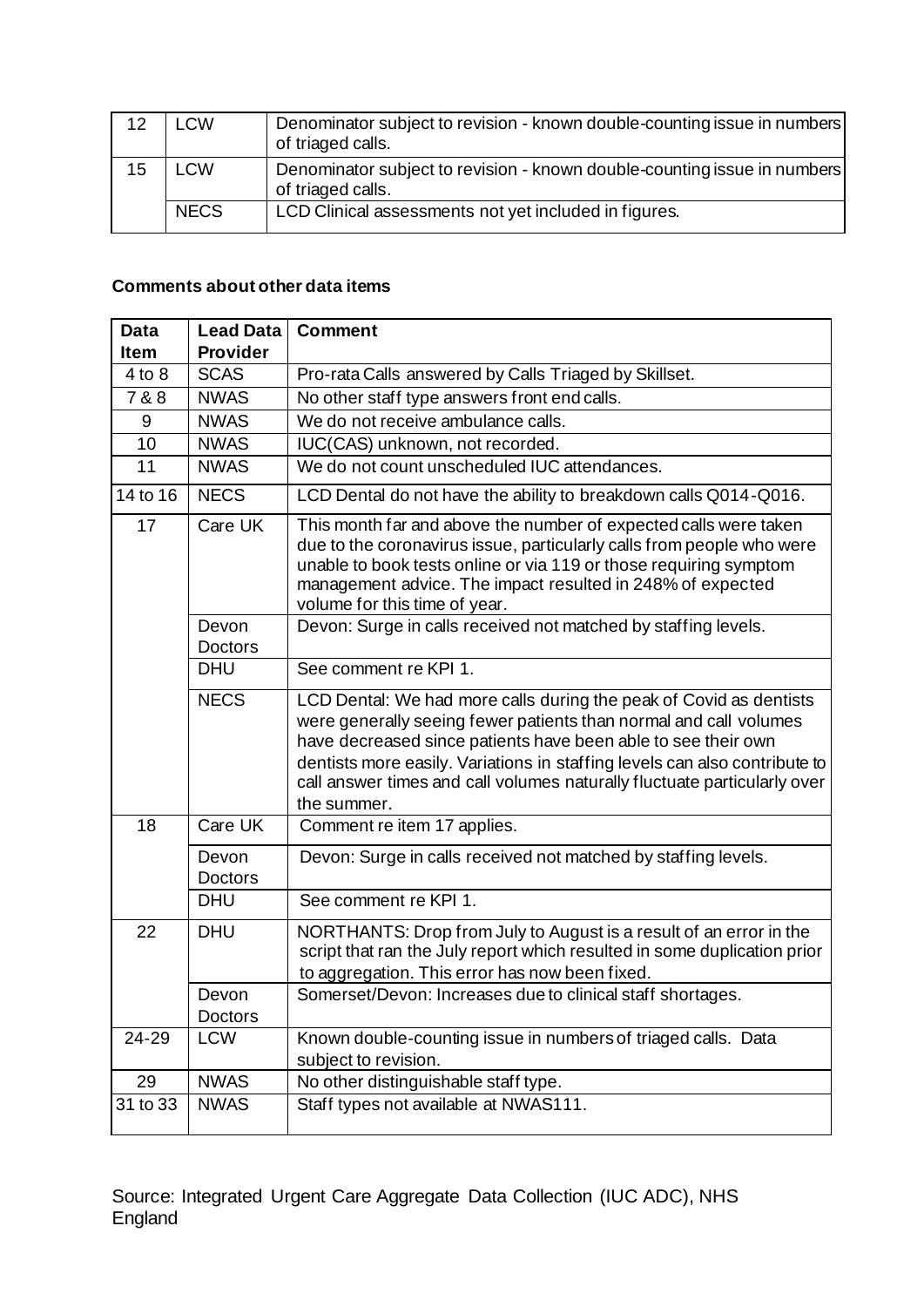| 12 | LCW | Denominator subject to revision - known double-counting issue in numbers of triaged calls. |
|---|---|---|
| 15 | LCW | Denominator subject to revision - known double-counting issue in numbers of triaged calls. |
| | NECS | LCD Clinical assessments not yet included in figures. |

**Comments about other data items**

| Data Item | Lead Data Provider | Comment |
|---|---|---|
| 4 to 8 | SCAS | Pro-rata Calls answered by Calls Triaged by Skillset. |
| 7 & 8 | NWAS | No other staff type answers front end calls. |
| 9 | NWAS | We do not receive ambulance calls. |
| 10 | NWAS | IUC(CAS) unknown, not recorded. |
| 11 | NWAS | We do not count unscheduled IUC attendances. |
| 14 to 16 | NECS | LCD Dental do not have the ability to breakdown calls Q014-Q016. |
| 17 | Care UK | This month far and above the number of expected calls were taken due to the coronavirus issue, particularly calls from people who were unable to book tests online or via 119 or those requiring symptom management advice. The impact resulted in 248% of expected volume for this time of year. |
| | Devon Doctors | Devon: Surge in calls received not matched by staffing levels. |
| | DHU | See comment re KPI 1. |
| | NECS | LCD Dental: We had more calls during the peak of Covid as dentists were generally seeing fewer patients than normal and call volumes have decreased since patients have been able to see their own dentists more easily. Variations in staffing levels can also contribute to call answer times and call volumes naturally fluctuate particularly over the summer. |
| 18 | Care UK | Comment re item 17 applies. |
| | Devon Doctors | Devon: Surge in calls received not matched by staffing levels. |
| | DHU | See comment re KPI 1. |
| 22 | DHU | NORTHANTS: Drop from July to August is a result of an error in the script that ran the July report which resulted in some duplication prior to aggregation. This error has now been fixed. |
| | Devon Doctors | Somerset/Devon: Increases due to clinical staff shortages. |
| 24-29 | LCW | Known double-counting issue in numbers of triaged calls. Data subject to revision. |
| 29 | NWAS | No other distinguishable staff type. |
| 31 to 33 | NWAS | Staff types not available at NWAS111. |

Source: Integrated Urgent Care Aggregate Data Collection (IUC ADC), NHS England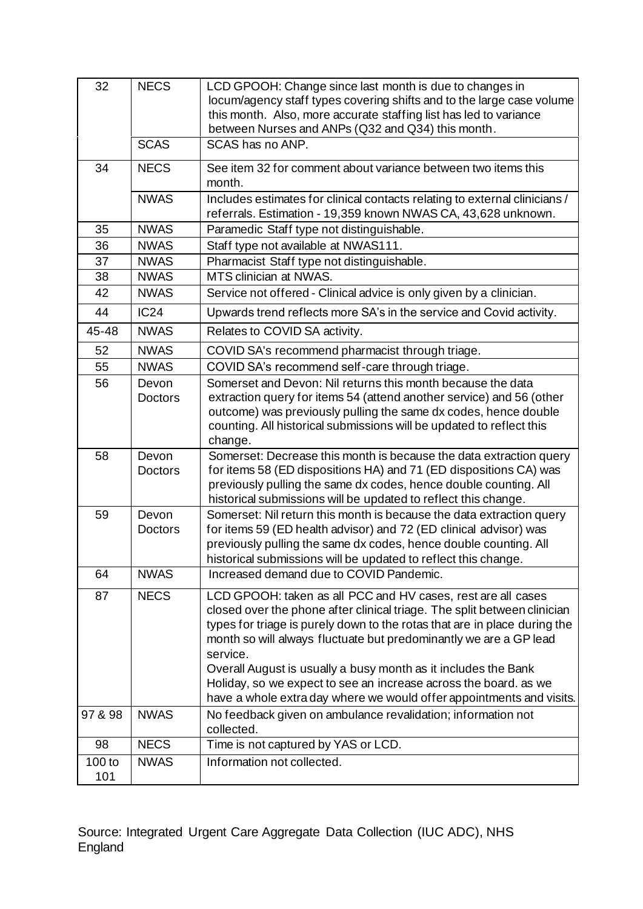| | | |
|---|---|---|
| 32 | NECS | LCD GPOOH: Change since last month is due to changes in locum/agency staff types covering shifts and to the large case volume this month. Also, more accurate staffing list has led to variance between Nurses and ANPs (Q32 and Q34) this month. |
| | SCAS | SCAS has no ANP. |
| 34 | NECS | See item 32 for comment about variance between two items this month. |
| | NWAS | Includes estimates for clinical contacts relating to external clinicians / referrals. Estimation - 19,359 known NWAS CA, 43,628 unknown. |
| 35 | NWAS | Paramedic Staff type not distinguishable. |
| 36 | NWAS | Staff type not available at NWAS111. |
| 37 | NWAS | Pharmacist Staff type not distinguishable. |
| 38 | NWAS | MTS clinician at NWAS. |
| 42 | NWAS | Service not offered - Clinical advice is only given by a clinician. |
| 44 | IC24 | Upwards trend reflects more SA's in the service and Covid activity. |
| 45-48 | NWAS | Relates to COVID SA activity. |
| 52 | NWAS | COVID SA's recommend pharmacist through triage. |
| 55 | NWAS | COVID SA's recommend self-care through triage. |
| 56 | Devon Doctors | Somerset and Devon: Nil returns this month because the data extraction query for items 54 (attend another service) and 56 (other outcome) was previously pulling the same dx codes, hence double counting. All historical submissions will be updated to reflect this change. |
| 58 | Devon Doctors | Somerset: Decrease this month is because the data extraction query for items 58 (ED dispositions HA) and 71 (ED dispositions CA) was previously pulling the same dx codes, hence double counting. All historical submissions will be updated to reflect this change. |
| 59 | Devon Doctors | Somerset: Nil return this month is because the data extraction query for items 59 (ED health advisor) and 72 (ED clinical advisor) was previously pulling the same dx codes, hence double counting. All historical submissions will be updated to reflect this change. |
| 64 | NWAS | Increased demand due to COVID Pandemic. |
| 87 | NECS | LCD GPOOH: taken as all PCC and HV cases, rest are all cases closed over the phone after clinical triage. The split between clinician types for triage is purely down to the rotas that are in place during the month so will always fluctuate but predominantly we are a GP lead service. Overall August is usually a busy month as it includes the Bank Holiday, so we expect to see an increase across the board. as we have a whole extra day where we would offer appointments and visits. |
| 97 & 98 | NWAS | No feedback given on ambulance revalidation; information not collected. |
| 98 | NECS | Time is not captured by YAS or LCD. |
| 100 to 101 | NWAS | Information not collected. |

Source: Integrated Urgent Care Aggregate Data Collection (IUC ADC), NHS England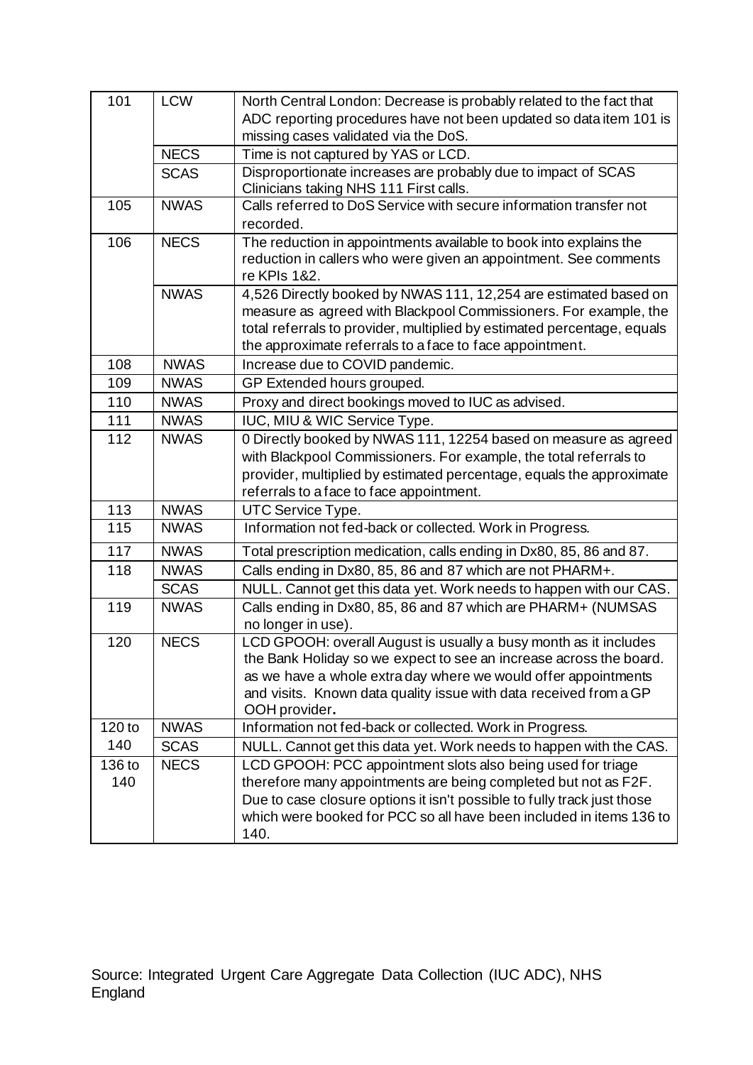| | | |
|---|---|---|
| 101 | LCW | North Central London: Decrease is probably related to the fact that ADC reporting procedures have not been updated so data item 101 is missing cases validated via the DoS. |
| | NECS | Time is not captured by YAS or LCD. |
| | SCAS | Disproportionate increases are probably due to impact of SCAS Clinicians taking NHS 111 First calls. |
| 105 | NWAS | Calls referred to DoS Service with secure information transfer not recorded. |
| 106 | NECS | The reduction in appointments available to book into explains the reduction in callers who were given an appointment. See comments re KPIs 1&2. |
| | NWAS | 4,526 Directly booked by NWAS 111, 12,254 are estimated based on measure as agreed with Blackpool Commissioners. For example, the total referrals to provider, multiplied by estimated percentage, equals the approximate referrals to a face to face appointment. |
| 108 | NWAS | Increase due to COVID pandemic. |
| 109 | NWAS | GP Extended hours grouped. |
| 110 | NWAS | Proxy and direct bookings moved to IUC as advised. |
| 111 | NWAS | IUC, MIU & WIC Service Type. |
| 112 | NWAS | 0 Directly booked by NWAS 111, 12254 based on measure as agreed with Blackpool Commissioners. For example, the total referrals to provider, multiplied by estimated percentage, equals the approximate referrals to a face to face appointment. |
| 113 | NWAS | UTC Service Type. |
| 115 | NWAS | Information not fed-back or collected. Work in Progress. |
| 117 | NWAS | Total prescription medication, calls ending in Dx80, 85, 86 and 87. |
| 118 | NWAS | Calls ending in Dx80, 85, 86 and 87 which are not PHARM+. |
| | SCAS | NULL. Cannot get this data yet. Work needs to happen with our CAS. |
| 119 | NWAS | Calls ending in Dx80, 85, 86 and 87 which are PHARM+ (NUMSAS no longer in use). |
| 120 | NECS | LCD GPOOH: overall August is usually a busy month as it includes the Bank Holiday so we expect to see an increase across the board. as we have a whole extra day where we would offer appointments and visits. Known data quality issue with data received from a GP OOH provider**.** |
| 120 to 140 | NWAS | Information not fed-back or collected. Work in Progress. |
| | SCAS | NULL. Cannot get this data yet. Work needs to happen with the CAS. |
| 136 to 140 | NECS | LCD GPOOH: PCC appointment slots also being used for triage therefore many appointments are being completed but not as F2F. Due to case closure options it isn't possible to fully track just those which were booked for PCC so all have been included in items 136 to 140. |

Source: Integrated Urgent Care Aggregate Data Collection (IUC ADC), NHS England